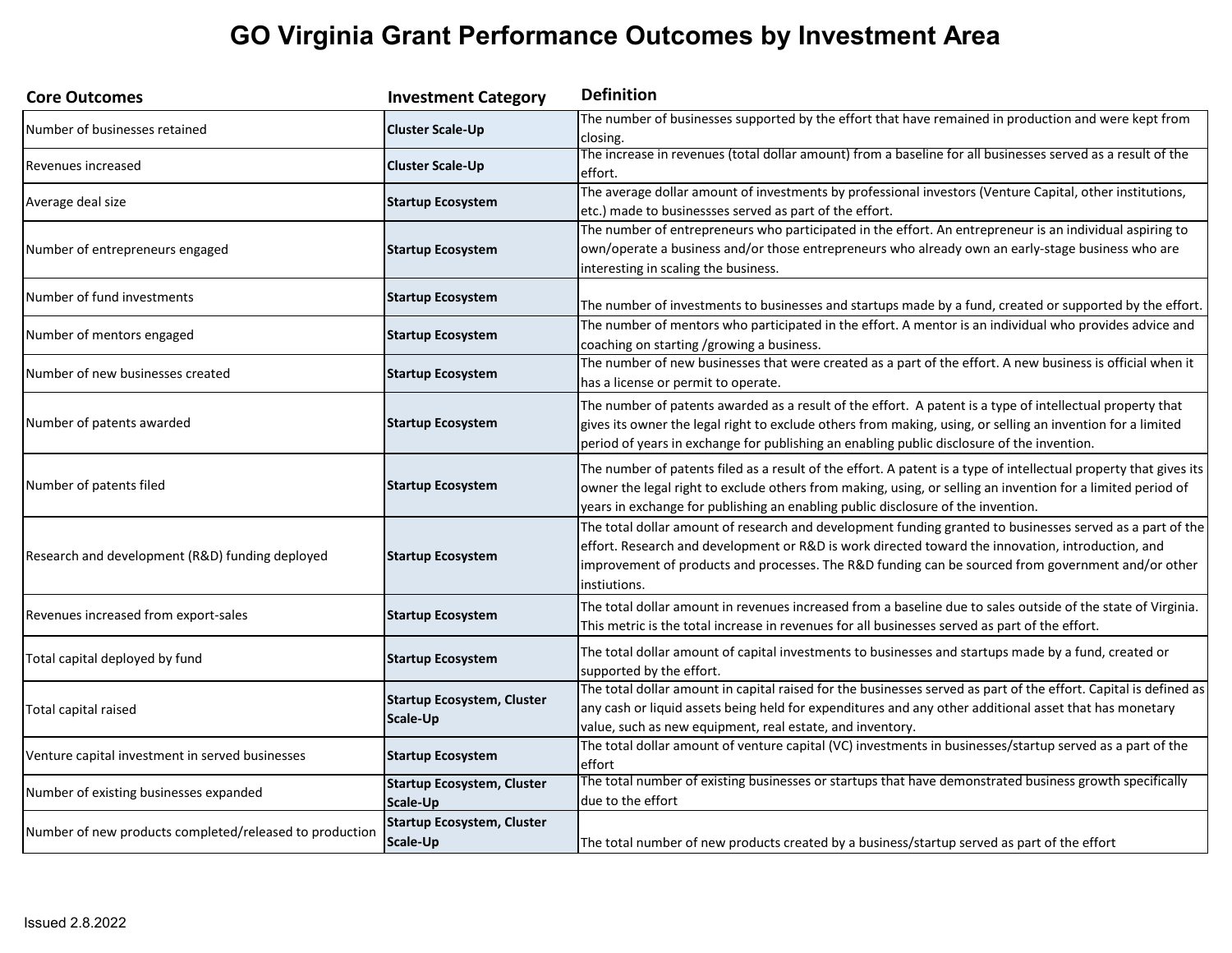# GO Virginia Grant Performance Outcomes by Investment Area

| Core Outcomes | Investment Category | Definition |
|---|---|---|
| Number of businesses retained | **Cluster Scale-Up** | The number of businesses supported by the effort that have remained in production and were kept from closing. |
| Revenues increased | **Cluster Scale-Up** | The increase in revenues (total dollar amount) from a baseline for all businesses served as a result of the effort. |
| Average deal size | **Startup Ecosystem** | The average dollar amount of investments by professional investors (Venture Capital, other institutions, etc.) made to businessses served as part of the effort. |
| Number of entrepreneurs engaged | **Startup Ecosystem** | The number of entrepreneurs who participated in the effort. An entrepreneur is an individual aspiring to own/operate a business and/or those entrepreneurs who already own an early-stage business who are interesting in scaling the business. |
| Number of fund investments | **Startup Ecosystem** | The number of investments to businesses and startups made by a fund, created or supported by the effort. |
| Number of mentors engaged | **Startup Ecosystem** | The number of mentors who participated in the effort. A mentor is an individual who provides advice and coaching on starting /growing a business. |
| Number of new businesses created | **Startup Ecosystem** | The number of new businesses that were created as a part of the effort. A new business is official when it has a license or permit to operate. |
| Number of patents awarded | **Startup Ecosystem** | The number of patents awarded as a result of the effort. A patent is a type of intellectual property that gives its owner the legal right to exclude others from making, using, or selling an invention for a limited period of years in exchange for publishing an enabling public disclosure of the invention. |
| Number of patents filed | **Startup Ecosystem** | The number of patents filed as a result of the effort. A patent is a type of intellectual property that gives its owner the legal right to exclude others from making, using, or selling an invention for a limited period of years in exchange for publishing an enabling public disclosure of the invention. |
| Research and development (R&D) funding deployed | **Startup Ecosystem** | The total dollar amount of research and development funding granted to businesses served as a part of the effort. Research and development or R&D is work directed toward the innovation, introduction, and improvement of products and processes. The R&D funding can be sourced from government and/or other instiutions. |
| Revenues increased from export-sales | **Startup Ecosystem** | The total dollar amount in revenues increased from a baseline due to sales outside of the state of Virginia. This metric is the total increase in revenues for all businesses served as part of the effort. |
| Total capital deployed by fund | **Startup Ecosystem** | The total dollar amount of capital investments to businesses and startups made by a fund, created or supported by the effort. |
| Total capital raised | **Startup Ecosystem, Cluster Scale-Up** | The total dollar amount in capital raised for the businesses served as part of the effort. Capital is defined as any cash or liquid assets being held for expenditures and any other additional asset that has monetary value, such as new equipment, real estate, and inventory. |
| Venture capital investment in served businesses | **Startup Ecosystem** | The total dollar amount of venture capital (VC) investments in businesses/startup served as a part of the effort |
| Number of existing businesses expanded | **Startup Ecosystem, Cluster Scale-Up** | The total number of existing businesses or startups that have demonstrated business growth specifically due to the effort |
| Number of new products completed/released to production | **Startup Ecosystem, Cluster Scale-Up** | The total number of new products created by a business/startup served as part of the effort |

Issued 2.8.2022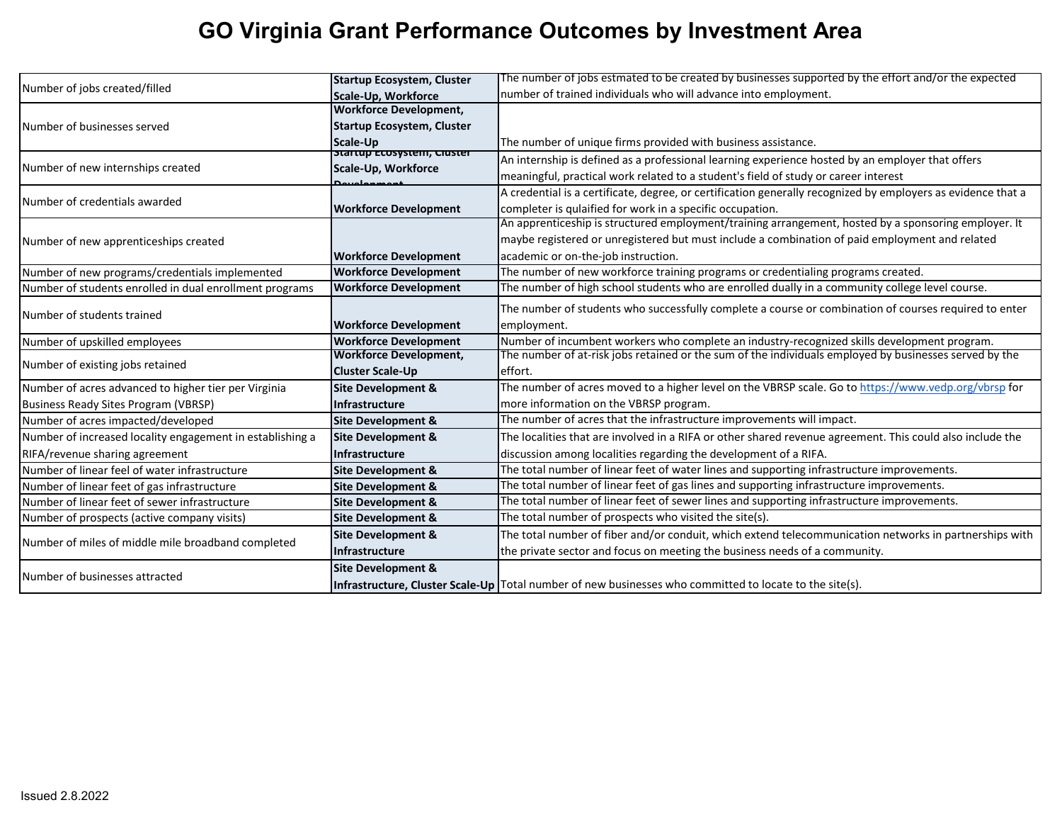# GO Virginia Grant Performance Outcomes by Investment Area

| | | |
|---|---|---|
| Number of jobs created/filled | **Startup Ecosystem, Cluster Scale-Up, Workforce** | The number of jobs estmated to be created by businesses supported by the effort and/or the expected number of trained individuals who will advance into employment. |
| Number of businesses served | **Workforce Development, Startup Ecosystem, Cluster Scale-Up** | The number of unique firms provided with business assistance. |
| Number of new internships created | **Startup Ecosystem, Cluster Scale-Up, Workforce Development** | An internship is defined as a professional learning experience hosted by an employer that offers meaningful, practical work related to a student's field of study or career interest |
| Number of credentials awarded | **Workforce Development** | A credential is a certificate, degree, or certification generally recognized by employers as evidence that a completer is qulaified for work in a specific occupation. |
| Number of new apprenticeships created | **Workforce Development** | An apprenticeship is structured employment/training arrangement, hosted by a sponsoring employer. It maybe registered or unregistered but must include a combination of paid employment and related academic or on-the-job instruction. |
| Number of new programs/credentials implemented | **Workforce Development** | The number of new workforce training programs or credentialing programs created. |
| Number of students enrolled in dual enrollment programs | **Workforce Development** | The number of high school students who are enrolled dually in a community college level course. |
| Number of students trained | **Workforce Development** | The number of students who successfully complete a course or combination of courses required to enter employment. |
| Number of upskilled employees | **Workforce Development** | Number of incumbent workers who complete an industry-recognized skills development program. |
| Number of existing jobs retained | **Workforce Development, Cluster Scale-Up** | The number of at-risk jobs retained or the sum of the individuals employed by businesses served by the effort. |
| Number of acres advanced to higher tier per Virginia Business Ready Sites Program (VBRSP) | **Site Development & Infrastructure** | The number of acres moved to a higher level on the VBRSP scale. Go to https://www.vedp.org/vbrsp for more information on the VBRSP program. |
| Number of acres impacted/developed | **Site Development &** | The number of acres that the infrastructure improvements will impact. |
| Number of increased locality engagement in establishing a RIFA/revenue sharing agreement | **Site Development & Infrastructure** | The localities that are involved in a RIFA or other shared revenue agreement. This could also include the discussion among localities regarding the development of a RIFA. |
| Number of linear feel of water infrastructure | **Site Development &** | The total number of linear feet of water lines and supporting infrastructure improvements. |
| Number of linear feet of gas infrastructure | **Site Development &** | The total number of linear feet of gas lines and supporting infrastructure improvements. |
| Number of linear feet of sewer infrastructure | **Site Development &** | The total number of linear feet of sewer lines and supporting infrastructure improvements. |
| Number of prospects (active company visits) | **Site Development &** | The total number of prospects who visited the site(s). |
| Number of miles of middle mile broadband completed | **Site Development & Infrastructure** | The total number of fiber and/or conduit, which extend telecommunication networks in partnerships with the private sector and focus on meeting the business needs of a community. |
| Number of businesses attracted | **Site Development & Infrastructure, Cluster Scale-Up** | Total number of new businesses who committed to locate to the site(s). |

Issued 2.8.2022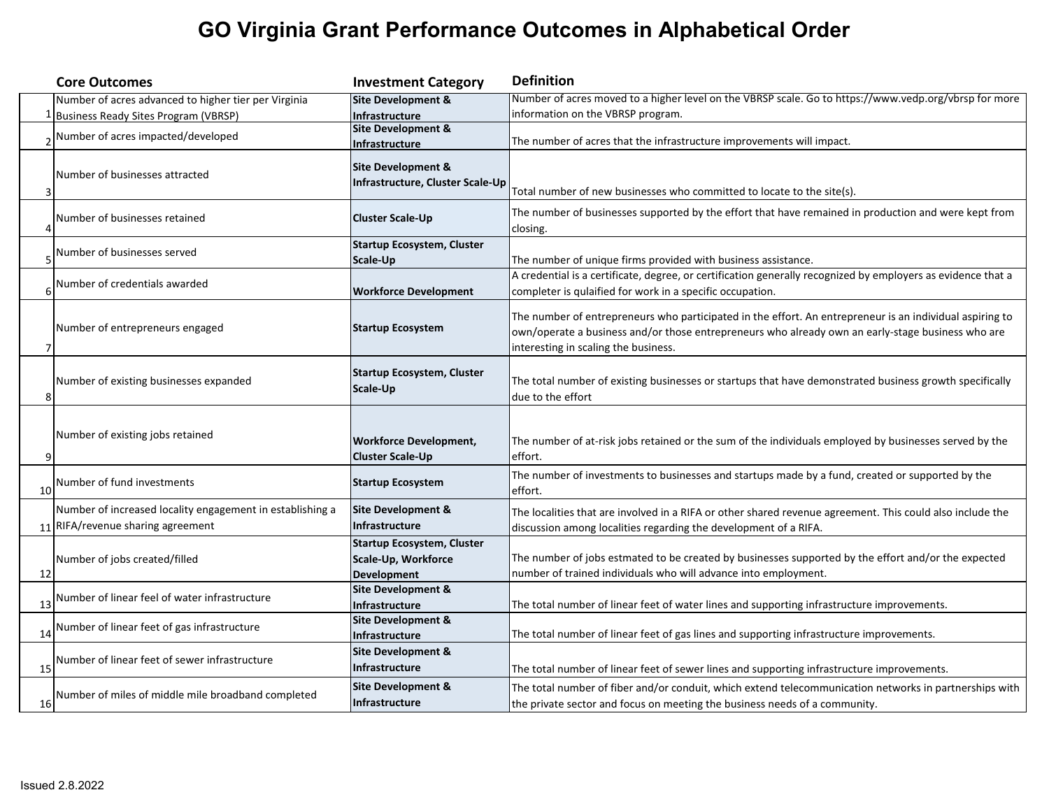# GO Virginia Grant Performance Outcomes in Alphabetical Order

| | Core Outcomes | Investment Category | Definition |
|---|---|---|---|
| 1 | Number of acres advanced to higher tier per Virginia Business Ready Sites Program (VBRSP) | **Site Development & Infrastructure** | Number of acres moved to a higher level on the VBRSP scale. Go to https://www.vedp.org/vbrsp for more information on the VBRSP program. |
| 2 | Number of acres impacted/developed | **Site Development & Infrastructure** | The number of acres that the infrastructure improvements will impact. |
| 3 | Number of businesses attracted | **Site Development & Infrastructure, Cluster Scale-Up** | Total number of new businesses who committed to locate to the site(s). |
| 4 | Number of businesses retained | **Cluster Scale-Up** | The number of businesses supported by the effort that have remained in production and were kept from closing. |
| 5 | Number of businesses served | **Startup Ecosystem, Cluster Scale-Up** | The number of unique firms provided with business assistance. |
| 6 | Number of credentials awarded | **Workforce Development** | A credential is a certificate, degree, or certification generally recognized by employers as evidence that a completer is qulaified for work in a specific occupation. |
| 7 | Number of entrepreneurs engaged | **Startup Ecosystem** | The number of entrepreneurs who participated in the effort. An entrepreneur is an individual aspiring to own/operate a business and/or those entrepreneurs who already own an early-stage business who are interesting in scaling the business. |
| 8 | Number of existing businesses expanded | **Startup Ecosystem, Cluster Scale-Up** | The total number of existing businesses or startups that have demonstrated business growth specifically due to the effort |
| 9 | Number of existing jobs retained | **Workforce Development, Cluster Scale-Up** | The number of at-risk jobs retained or the sum of the individuals employed by businesses served by the effort. |
| 10 | Number of fund investments | **Startup Ecosystem** | The number of investments to businesses and startups made by a fund, created or supported by the effort. |
| 11 | Number of increased locality engagement in establishing a RIFA/revenue sharing agreement | **Site Development & Infrastructure** | The localities that are involved in a RIFA or other shared revenue agreement. This could also include the discussion among localities regarding the development of a RIFA. |
| 12 | Number of jobs created/filled | **Startup Ecosystem, Cluster Scale-Up, Workforce Development** | The number of jobs estmated to be created by businesses supported by the effort and/or the expected number of trained individuals who will advance into employment. |
| 13 | Number of linear feel of water infrastructure | **Site Development & Infrastructure** | The total number of linear feet of water lines and supporting infrastructure improvements. |
| 14 | Number of linear feet of gas infrastructure | **Site Development & Infrastructure** | The total number of linear feet of gas lines and supporting infrastructure improvements. |
| 15 | Number of linear feet of sewer infrastructure | **Site Development & Infrastructure** | The total number of linear feet of sewer lines and supporting infrastructure improvements. |
| 16 | Number of miles of middle mile broadband completed | **Site Development & Infrastructure** | The total number of fiber and/or conduit, which extend telecommunication networks in partnerships with the private sector and focus on meeting the business needs of a community. |

Issued 2.8.2022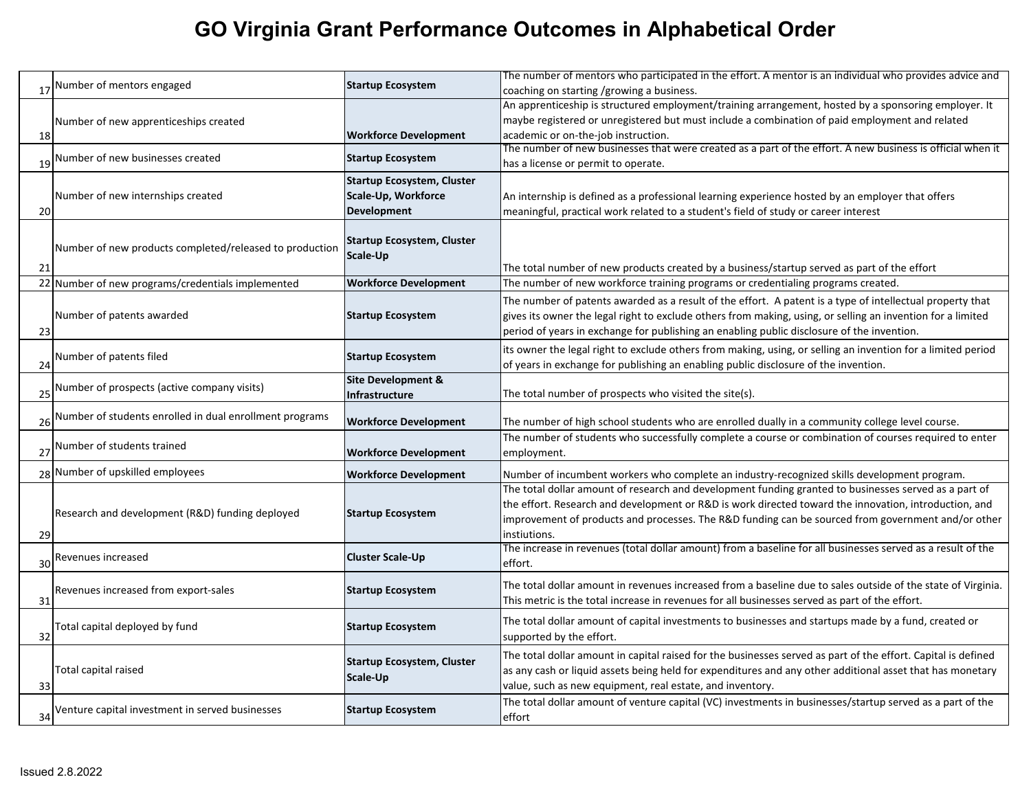# GO Virginia Grant Performance Outcomes in Alphabetical Order

| | | | |
|---|---|---|---|
| 17 | Number of mentors engaged | **Startup Ecosystem** | The number of mentors who participated in the effort. A mentor is an individual who provides advice and coaching on starting /growing a business. |
| 18 | Number of new apprenticeships created | **Workforce Development** | An apprenticeship is structured employment/training arrangement, hosted by a sponsoring employer. It maybe registered or unregistered but must include a combination of paid employment and related academic or on-the-job instruction. |
| 19 | Number of new businesses created | **Startup Ecosystem** | The number of new businesses that were created as a part of the effort. A new business is official when it has a license or permit to operate. |
| 20 | Number of new internships created | **Startup Ecosystem, Cluster Scale-Up, Workforce Development** | An internship is defined as a professional learning experience hosted by an employer that offers meaningful, practical work related to a student's field of study or career interest |
| 21 | Number of new products completed/released to production | **Startup Ecosystem, Cluster Scale-Up** | The total number of new products created by a business/startup served as part of the effort |
| 22 | Number of new programs/credentials implemented | **Workforce Development** | The number of new workforce training programs or credentialing programs created. |
| 23 | Number of patents awarded | **Startup Ecosystem** | The number of patents awarded as a result of the effort. A patent is a type of intellectual property that gives its owner the legal right to exclude others from making, using, or selling an invention for a limited period of years in exchange for publishing an enabling public disclosure of the invention. |
| 24 | Number of patents filed | **Startup Ecosystem** | its owner the legal right to exclude others from making, using, or selling an invention for a limited period of years in exchange for publishing an enabling public disclosure of the invention. |
| 25 | Number of prospects (active company visits) | **Site Development & Infrastructure** | The total number of prospects who visited the site(s). |
| 26 | Number of students enrolled in dual enrollment programs | **Workforce Development** | The number of high school students who are enrolled dually in a community college level course. |
| 27 | Number of students trained | **Workforce Development** | The number of students who successfully complete a course or combination of courses required to enter employment. |
| 28 | Number of upskilled employees | **Workforce Development** | Number of incumbent workers who complete an industry-recognized skills development program. |
| 29 | Research and development (R&D) funding deployed | **Startup Ecosystem** | The total dollar amount of research and development funding granted to businesses served as a part of the effort. Research and development or R&D is work directed toward the innovation, introduction, and improvement of products and processes. The R&D funding can be sourced from government and/or other instiutions. |
| 30 | Revenues increased | **Cluster Scale-Up** | The increase in revenues (total dollar amount) from a baseline for all businesses served as a result of the effort. |
| 31 | Revenues increased from export-sales | **Startup Ecosystem** | The total dollar amount in revenues increased from a baseline due to sales outside of the state of Virginia. This metric is the total increase in revenues for all businesses served as part of the effort. |
| 32 | Total capital deployed by fund | **Startup Ecosystem** | The total dollar amount of capital investments to businesses and startups made by a fund, created or supported by the effort. |
| 33 | Total capital raised | **Startup Ecosystem, Cluster Scale-Up** | The total dollar amount in capital raised for the businesses served as part of the effort. Capital is defined as any cash or liquid assets being held for expenditures and any other additional asset that has monetary value, such as new equipment, real estate, and inventory. |
| 34 | Venture capital investment in served businesses | **Startup Ecosystem** | The total dollar amount of venture capital (VC) investments in businesses/startup served as a part of the effort |

Issued 2.8.2022